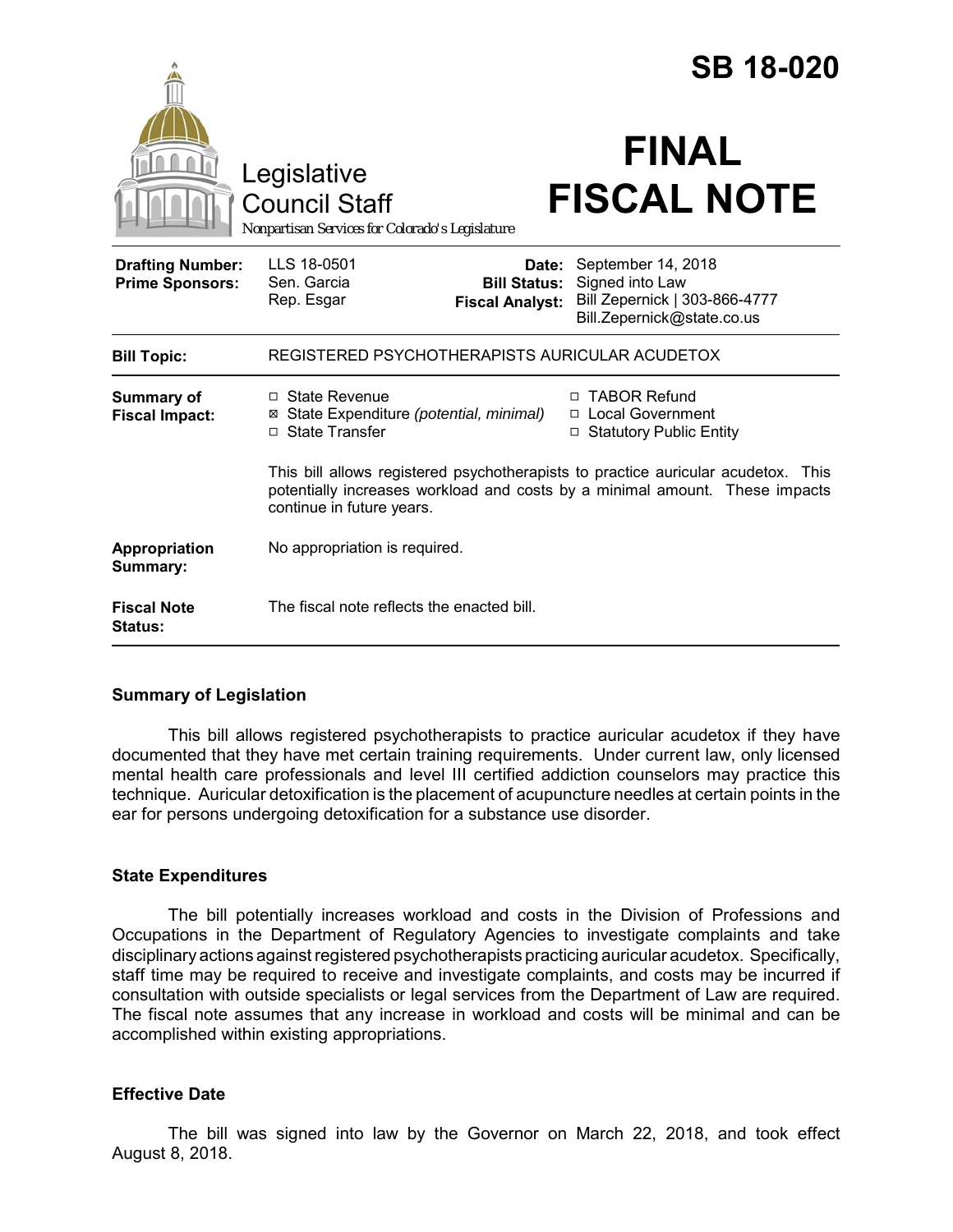# SB 18-020

Legislative Council Staff

Nonpartisan Services for Colorado's Legislature

# FINAL FISCAL NOTE

| | | | |
|---|---|---|---|
| **Drafting Number:** | LLS 18-0501 | **Date:** | September 14, 2018 |
| **Prime Sponsors:** | Sen. Garcia<br>Rep. Esgar | **Bill Status:** | Signed into Law |
| | | **Fiscal Analyst:** | Bill Zepernick \| 303-866-4777<br>Bill.Zepernick@state.co.us |

| | |
|---|---|
| **Bill Topic:** | REGISTERED PSYCHOTHERAPISTS AURICULAR ACUDETOX |
| **Summary of Fiscal Impact:** | ☐ State Revenue<br>☒ State Expenditure *(potential, minimal)*<br>☐ State Transfer<br>☐ TABOR Refund<br>☐ Local Government<br>☐ Statutory Public Entity<br><br>This bill allows registered psychotherapists to practice auricular acudetox. This potentially increases workload and costs by a minimal amount. These impacts continue in future years. |
| **Appropriation Summary:** | No appropriation is required. |
| **Fiscal Note Status:** | The fiscal note reflects the enacted bill. |

## Summary of Legislation

This bill allows registered psychotherapists to practice auricular acudetox if they have documented that they have met certain training requirements. Under current law, only licensed mental health care professionals and level III certified addiction counselors may practice this technique. Auricular detoxification is the placement of acupuncture needles at certain points in the ear for persons undergoing detoxification for a substance use disorder.

## State Expenditures

The bill potentially increases workload and costs in the Division of Professions and Occupations in the Department of Regulatory Agencies to investigate complaints and take disciplinary actions against registered psychotherapists practicing auricular acudetox. Specifically, staff time may be required to receive and investigate complaints, and costs may be incurred if consultation with outside specialists or legal services from the Department of Law are required. The fiscal note assumes that any increase in workload and costs will be minimal and can be accomplished within existing appropriations.

## Effective Date

The bill was signed into law by the Governor on March 22, 2018, and took effect August 8, 2018.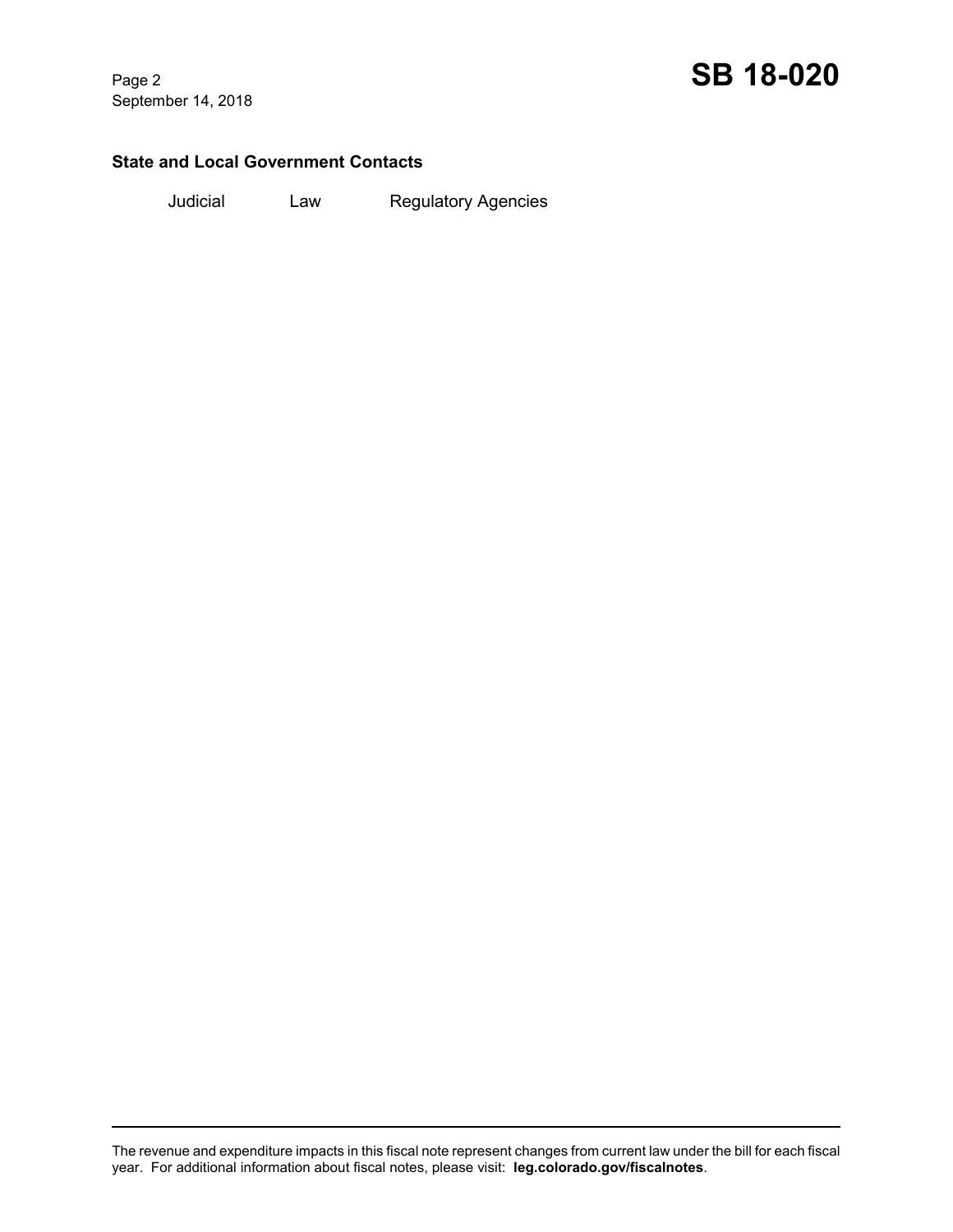## State and Local Government Contacts

Judicial Law Regulatory Agencies

The revenue and expenditure impacts in this fiscal note represent changes from current law under the bill for each fiscal year. For additional information about fiscal notes, please visit: **leg.colorado.gov/fiscalnotes**.